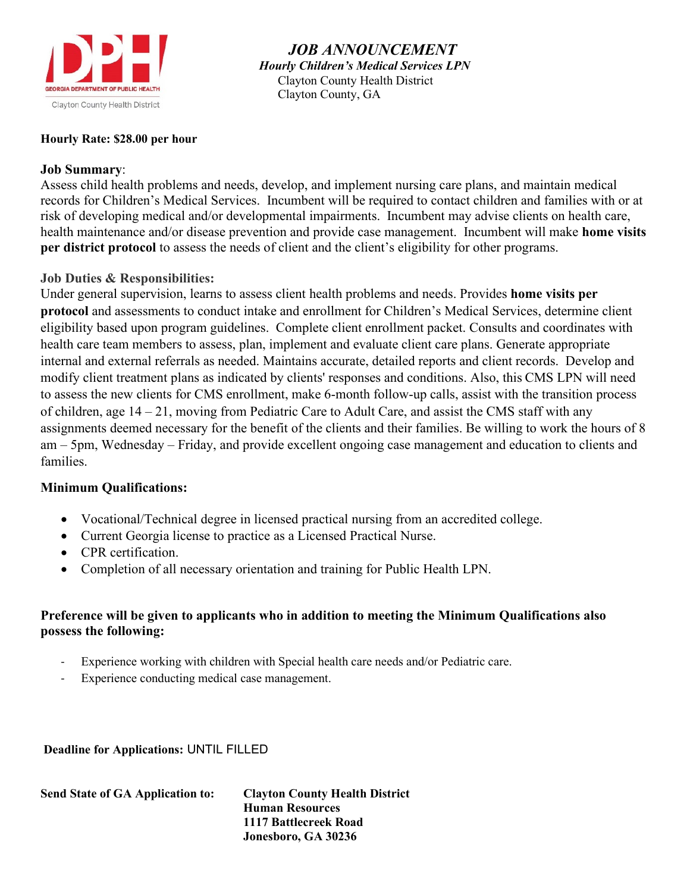GEORGIA DEPARTMENT OF PUBLIC HEALTH
Clayton County Health District

# *JOB ANNOUNCEMENT*

***Hourly Children's Medical Services LPN***

Clayton County Health District
Clayton County, GA

**Hourly Rate: $28.00 per hour**

**Job Summary**:
Assess child health problems and needs, develop, and implement nursing care plans, and maintain medical records for Children's Medical Services. Incumbent will be required to contact children and families with or at risk of developing medical and/or developmental impairments. Incumbent may advise clients on health care, health maintenance and/or disease prevention and provide case management. Incumbent will make **home visits per district protocol** to assess the needs of client and the client's eligibility for other programs.

**Job Duties & Responsibilities:**
Under general supervision, learns to assess client health problems and needs. Provides **home visits per protocol** and assessments to conduct intake and enrollment for Children's Medical Services, determine client eligibility based upon program guidelines. Complete client enrollment packet. Consults and coordinates with health care team members to assess, plan, implement and evaluate client care plans. Generate appropriate internal and external referrals as needed. Maintains accurate, detailed reports and client records. Develop and modify client treatment plans as indicated by clients' responses and conditions. Also, this CMS LPN will need to assess the new clients for CMS enrollment, make 6-month follow-up calls, assist with the transition process of children, age 14 – 21, moving from Pediatric Care to Adult Care, and assist the CMS staff with any assignments deemed necessary for the benefit of the clients and their families. Be willing to work the hours of 8 am – 5pm, Wednesday – Friday, and provide excellent ongoing case management and education to clients and families.

**Minimum Qualifications:**

- Vocational/Technical degree in licensed practical nursing from an accredited college.
- Current Georgia license to practice as a Licensed Practical Nurse.
- CPR certification.
- Completion of all necessary orientation and training for Public Health LPN.

**Preference will be given to applicants who in addition to meeting the Minimum Qualifications also possess the following:**

- Experience working with children with Special health care needs and/or Pediatric care.
- Experience conducting medical case management.

**Deadline for Applications:** UNTIL FILLED

**Send State of GA Application to:**

**Clayton County Health District**
**Human Resources**
**1117 Battlecreek Road**
**Jonesboro, GA 30236**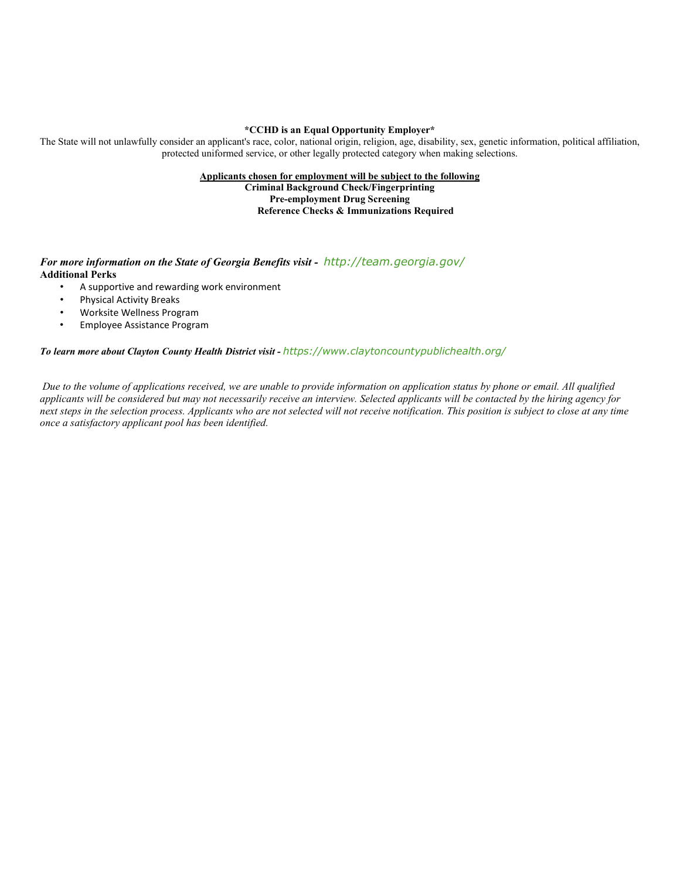**\*CCHD is an Equal Opportunity Employer\***

The State will not unlawfully consider an applicant's race, color, national origin, religion, age, disability, sex, genetic information, political affiliation, protected uniformed service, or other legally protected category when making selections.

**Applicants chosen for employment will be subject to the following**

**Criminal Background Check/Fingerprinting**
**Pre-employment Drug Screening**
**Reference Checks & Immunizations Required**

***For more information on the State of Georgia Benefits visit -*** *http://team.georgia.gov/*

**Additional Perks**

- A supportive and rewarding work environment
- Physical Activity Breaks
- Worksite Wellness Program
- Employee Assistance Program

***To learn more about Clayton County Health District visit -*** *https://www.claytoncountypublichealth.org/*

*Due to the volume of applications received, we are unable to provide information on application status by phone or email. All qualified applicants will be considered but may not necessarily receive an interview. Selected applicants will be contacted by the hiring agency for next steps in the selection process. Applicants who are not selected will not receive notification. This position is subject to close at any time once a satisfactory applicant pool has been identified.*